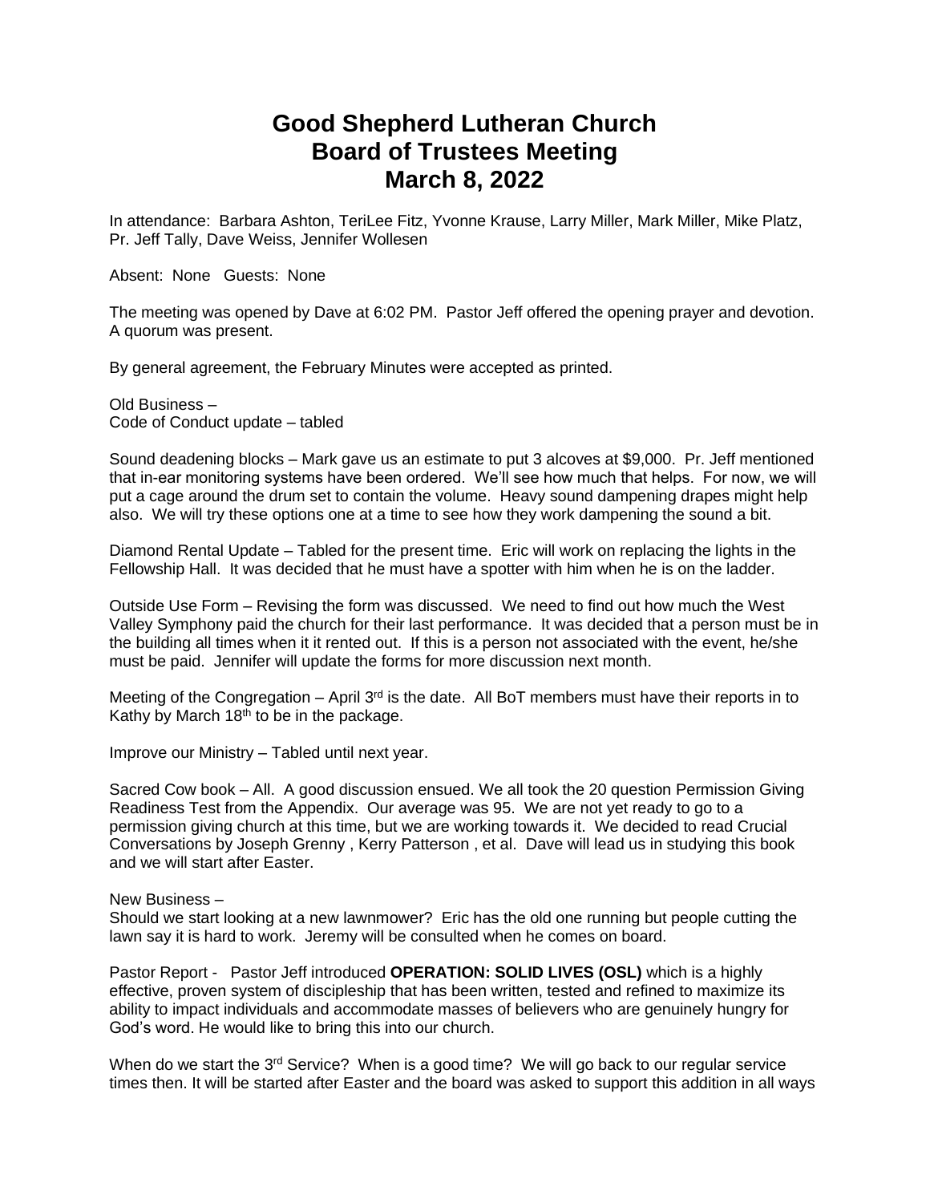# Good Shepherd Lutheran Church
# Board of Trustees Meeting
# March 8, 2022

In attendance: Barbara Ashton, TeriLee Fitz, Yvonne Krause, Larry Miller, Mark Miller, Mike Platz, Pr. Jeff Tally, Dave Weiss, Jennifer Wollesen

Absent: None Guests: None

The meeting was opened by Dave at 6:02 PM. Pastor Jeff offered the opening prayer and devotion. A quorum was present.

By general agreement, the February Minutes were accepted as printed.

Old Business –
Code of Conduct update – tabled

Sound deadening blocks – Mark gave us an estimate to put 3 alcoves at $9,000. Pr. Jeff mentioned that in-ear monitoring systems have been ordered. We'll see how much that helps. For now, we will put a cage around the drum set to contain the volume. Heavy sound dampening drapes might help also. We will try these options one at a time to see how they work dampening the sound a bit.

Diamond Rental Update – Tabled for the present time. Eric will work on replacing the lights in the Fellowship Hall. It was decided that he must have a spotter with him when he is on the ladder.

Outside Use Form – Revising the form was discussed. We need to find out how much the West Valley Symphony paid the church for their last performance. It was decided that a person must be in the building all times when it it rented out. If this is a person not associated with the event, he/she must be paid. Jennifer will update the forms for more discussion next month.

Meeting of the Congregation – April 3rd is the date. All BoT members must have their reports in to Kathy by March 18th to be in the package.

Improve our Ministry – Tabled until next year.

Sacred Cow book – All. A good discussion ensued. We all took the 20 question Permission Giving Readiness Test from the Appendix. Our average was 95. We are not yet ready to go to a permission giving church at this time, but we are working towards it. We decided to read Crucial Conversations by Joseph Grenny , Kerry Patterson , et al. Dave will lead us in studying this book and we will start after Easter.

New Business –
Should we start looking at a new lawnmower? Eric has the old one running but people cutting the lawn say it is hard to work. Jeremy will be consulted when he comes on board.

Pastor Report - Pastor Jeff introduced **OPERATION: SOLID LIVES (OSL)** which is a highly effective, proven system of discipleship that has been written, tested and refined to maximize its ability to impact individuals and accommodate masses of believers who are genuinely hungry for God's word. He would like to bring this into our church.

When do we start the 3rd Service? When is a good time? We will go back to our regular service times then. It will be started after Easter and the board was asked to support this addition in all ways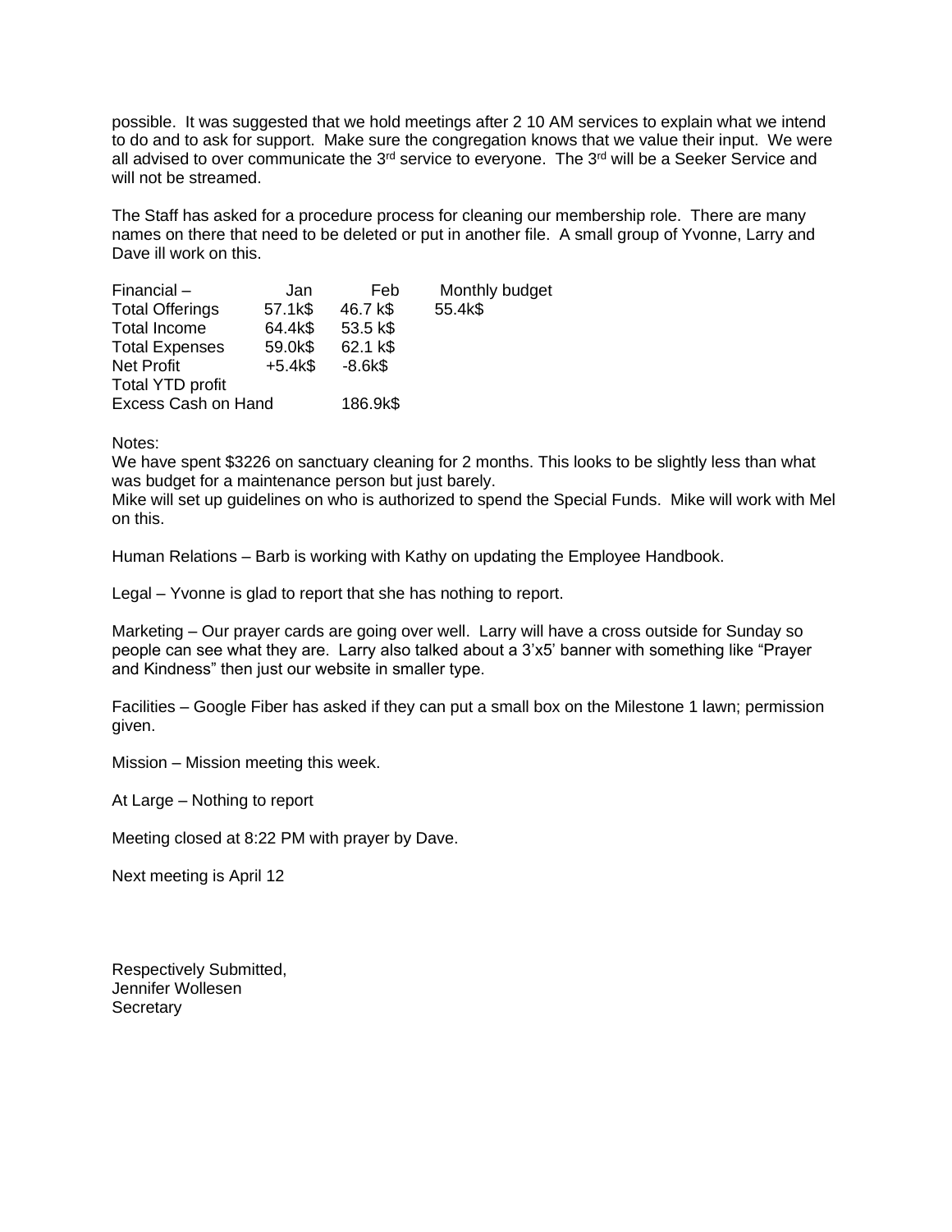possible. It was suggested that we hold meetings after 2 10 AM services to explain what we intend to do and to ask for support. Make sure the congregation knows that we value their input. We were all advised to over communicate the 3rd service to everyone. The 3rd will be a Seeker Service and will not be streamed.

The Staff has asked for a procedure process for cleaning our membership role. There are many names on there that need to be deleted or put in another file. A small group of Yvonne, Larry and Dave ill work on this.

| Financial – | Jan | Feb | Monthly budget |
|---|---|---|---|
| Total Offerings | 57.1k$ | 46.7 k$ | 55.4k$ |
| Total Income | 64.4k$ | 53.5 k$ | |
| Total Expenses | 59.0k$ | 62.1 k$ | |
| Net Profit | +5.4k$ | -8.6k$ | |
| Total YTD profit | | | |
| Excess Cash on Hand | | 186.9k$ | |

Notes:
We have spent $3226 on sanctuary cleaning for 2 months. This looks to be slightly less than what was budget for a maintenance person but just barely.
Mike will set up guidelines on who is authorized to spend the Special Funds. Mike will work with Mel on this.

Human Relations – Barb is working with Kathy on updating the Employee Handbook.

Legal – Yvonne is glad to report that she has nothing to report.

Marketing – Our prayer cards are going over well. Larry will have a cross outside for Sunday so people can see what they are. Larry also talked about a 3'x5' banner with something like "Prayer and Kindness" then just our website in smaller type.

Facilities – Google Fiber has asked if they can put a small box on the Milestone 1 lawn; permission given.

Mission – Mission meeting this week.

At Large – Nothing to report

Meeting closed at 8:22 PM with prayer by Dave.

Next meeting is April 12

Respectively Submitted,
Jennifer Wollesen
Secretary